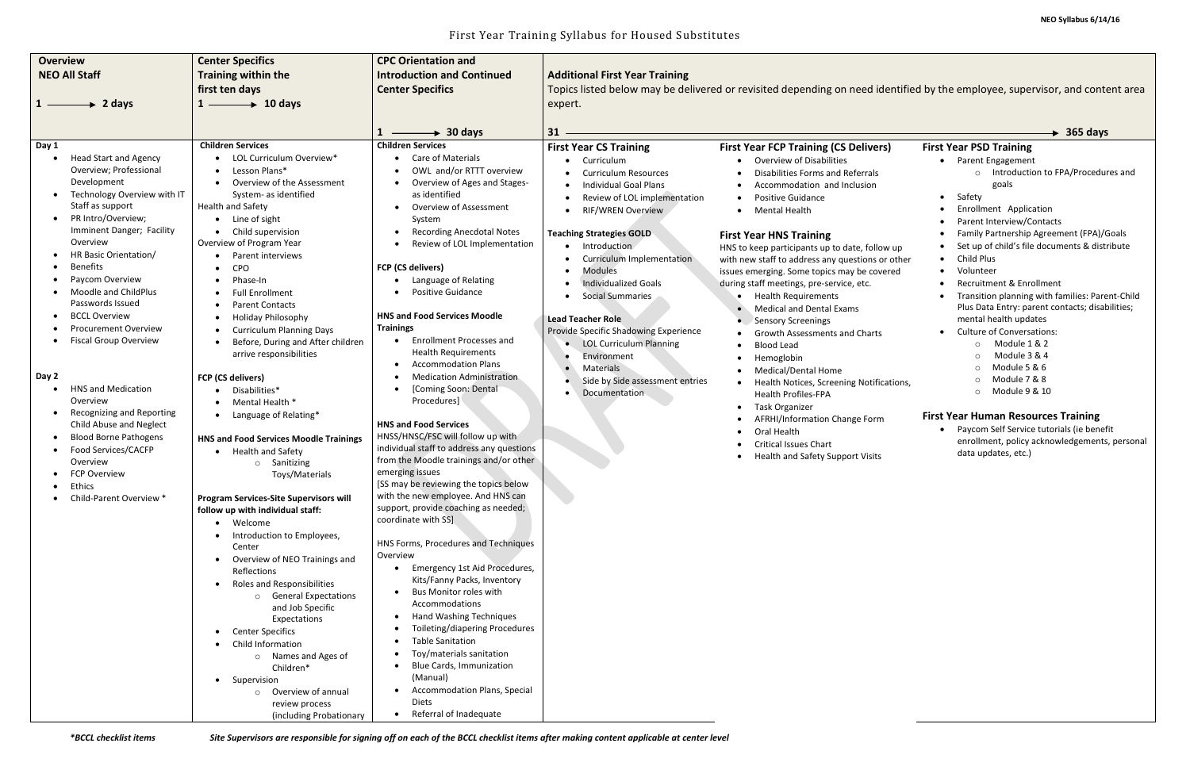# First Year Training Syllabus for Housed Substitutes

## Overview — NEO All Staff (1 → 2 days)

**Day 1**

- Head Start and Agency Overview; Professional Development
- Technology Overview with IT Staff as support
- PR Intro/Overview; Imminent Danger; Facility Overview
- HR Basic Orientation/ Benefits
- Paycom Overview
- Moodle and ChildPlus Passwords Issued
- BCCL Overview
- Procurement Overview
- Fiscal Group Overview

**Day 2**

- HNS and Medication Overview
- Recognizing and Reporting Child Abuse and Neglect
- Blood Borne Pathogens
- Food Services/CACFP Overview
- FCP Overview
- Ethics
- Child-Parent Overview *

## Center Specifics Training within the first ten days (1 → 10 days)

**Children Services**

- LOL Curriculum Overview*
- Lesson Plans*
- Overview of the Assessment System- as identified

Health and Safety

- Line of sight
- Child supervision

Overview of Program Year

- Parent interviews
- CPO
- Phase-In
- Full Enrollment
- Parent Contacts
- Holiday Philosophy
- Curriculum Planning Days
- Before, During and After children arrive responsibilities

**FCP (CS delivers)**

- Disabilities*
- Mental Health *
- Language of Relating*

**HNS and Food Services Moodle Trainings**

- Health and Safety
  - Sanitizing Toys/Materials

**Program Services-Site Supervisors will follow up with individual staff:**

- Welcome
- Introduction to Employees, Center
- Overview of NEO Trainings and Reflections
- Roles and Responsibilities
  - General Expectations and Job Specific Expectations
- Center Specifics
- Child Information
  - Names and Ages of Children*
- Supervision
  - Overview of annual review process (including Probationary

## CPC Orientation and Introduction and Continued Center Specifics (1 → 30 days)

**Children Services**

- Care of Materials
- OWL and/or RTTT overview
- Overview of Ages and Stages- as identified
- Overview of Assessment System
- Recording Anecdotal Notes
- Review of LOL Implementation

**FCP (CS delivers)**

- Language of Relating
- Positive Guidance

**HNS and Food Services Moodle Trainings**

- Enrollment Processes and Health Requirements
- Accommodation Plans
- Medication Administration
- [Coming Soon: Dental Procedures]

**HNS and Food Services**

HNSS/HNSC/FSC will follow up with individual staff to address any questions from the Moodle trainings and/or other emerging issues

[SS may be reviewing the topics below with the new employee. And HNS can support, provide coaching as needed; coordinate with SS]

HNS Forms, Procedures and Techniques Overview

- Emergency 1st Aid Procedures, Kits/Fanny Packs, Inventory
- Bus Monitor roles with Accommodations
- Hand Washing Techniques
- Toileting/diapering Procedures
- Table Sanitation
- Toy/materials sanitation
- Blue Cards, Immunization (Manual)
- Accommodation Plans, Special Diets
- Referral of Inadequate

## Additional First Year Training (31 → 365 days)

Topics listed below may be delivered or revisited depending on need identified by the employee, supervisor, and content area expert.

### First Year CS Training

- Curriculum
- Curriculum Resources
- Individual Goal Plans
- Review of LOL implementation
- RIF/WREN Overview

**Teaching Strategies GOLD**

- Introduction
- Curriculum Implementation
- Modules
- Individualized Goals
- Social Summaries

**Lead Teacher Role**

Provide Specific Shadowing Experience

- LOL Curriculum Planning
- Environment
- Materials
- Side by Side assessment entries
- Documentation

### First Year FCP Training (CS Delivers)

- Overview of Disabilities
- Disabilities Forms and Referrals
- Accommodation and Inclusion
- Positive Guidance
- Mental Health

### First Year HNS Training

HNS to keep participants up to date, follow up with new staff to address any questions or other issues emerging. Some topics may be covered during staff meetings, pre-service, etc.

- Health Requirements
- Medical and Dental Exams
- Sensory Screenings
- Growth Assessments and Charts
- Blood Lead
- Hemoglobin
- Medical/Dental Home
- Health Notices, Screening Notifications, Health Profiles-FPA
- Task Organizer
- AFRHI/Information Change Form
- Oral Health
- Critical Issues Chart
- Health and Safety Support Visits

### First Year PSD Training

- Parent Engagement
  - Introduction to FPA/Procedures and goals
- Safety
- Enrollment Application
- Parent Interview/Contacts
- Family Partnership Agreement (FPA)/Goals
- Set up of child's file documents & distribute
- Child Plus
- Volunteer
- Recruitment & Enrollment
- Transition planning with families: Parent-Child Plus Data Entry: parent contacts; disabilities; mental health updates
- Culture of Conversations:
  - Module 1 & 2
  - Module 3 & 4
  - Module 5 & 6
  - Module 7 & 8
  - Module 9 & 10

### First Year Human Resources Training

- Paycom Self Service tutorials (ie benefit enrollment, policy acknowledgements, personal data updates, etc.)

*\*BCCL checklist items* — *Site Supervisors are responsible for signing off on each of the BCCL checklist items after making content applicable at center level*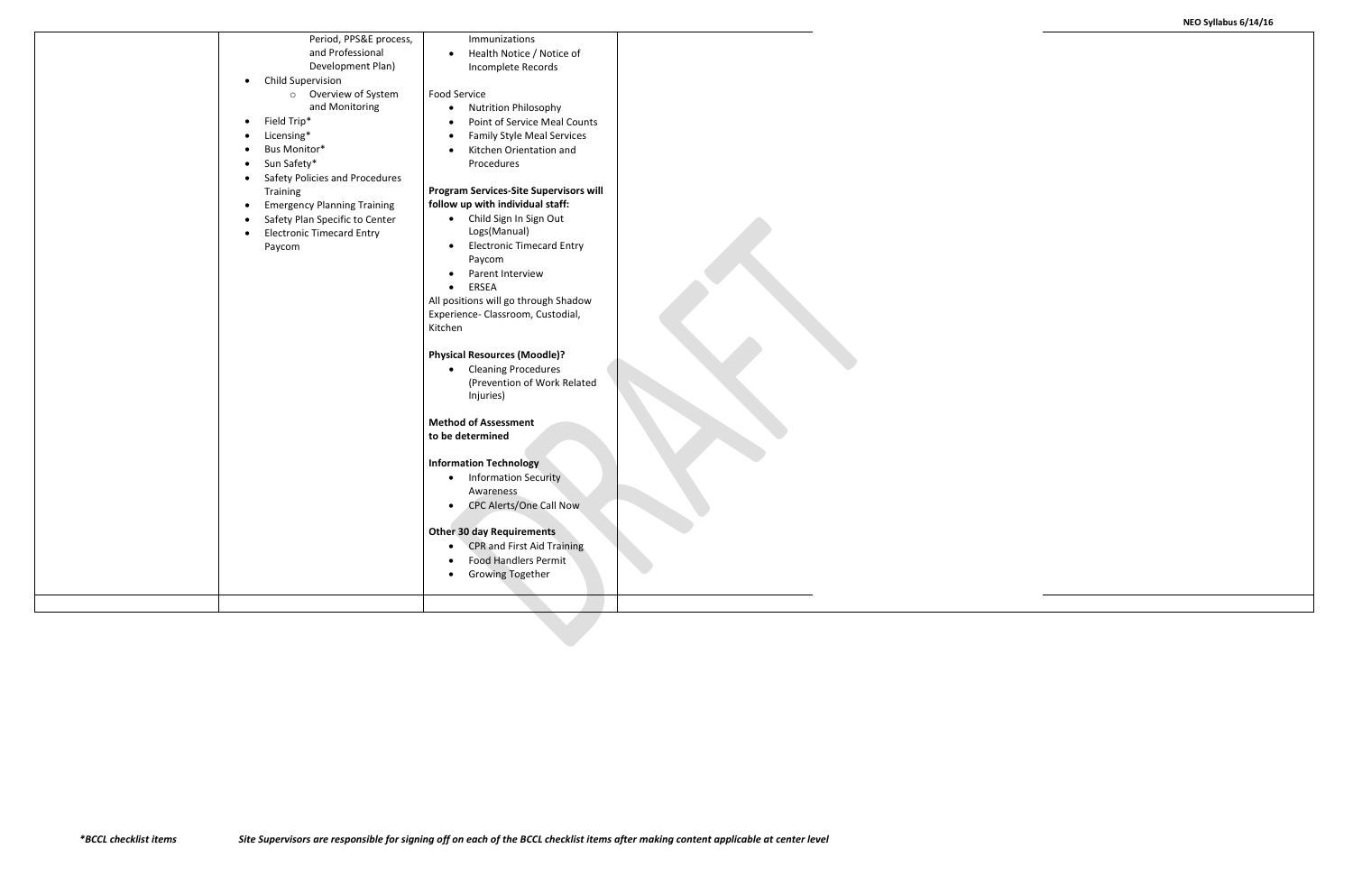| | | | | |
|---|---|---|---|---|
| | Period, PPS&E process, and Professional Development Plan)<br>• Child Supervision<br>  ○ Overview of System and Monitoring<br>• Field Trip*<br>• Licensing*<br>• Bus Monitor*<br>• Sun Safety*<br>• Safety Policies and Procedures Training<br>• Emergency Planning Training<br>• Safety Plan Specific to Center<br>• Electronic Timecard Entry Paycom | Immunizations<br>• Health Notice / Notice of Incomplete Records<br><br>Food Service<br>• Nutrition Philosophy<br>• Point of Service Meal Counts<br>• Family Style Meal Services<br>• Kitchen Orientation and Procedures<br><br>**Program Services-Site Supervisors will follow up with individual staff:**<br>• Child Sign In Sign Out Logs(Manual)<br>• Electronic Timecard Entry Paycom<br>• Parent Interview<br>• ERSEA<br>All positions will go through Shadow Experience- Classroom, Custodial, Kitchen<br><br>**Physical Resources (Moodle)?**<br>• Cleaning Procedures (Prevention of Work Related Injuries)<br><br>**Method of Assessment to be determined**<br><br>**Information Technology**<br>• Information Security Awareness<br>• CPC Alerts/One Call Now<br><br>**Other 30 day Requirements**<br>• CPR and First Aid Training<br>• Food Handlers Permit<br>• Growing Together | | |
| | | | | |

*\*BCCL checklist items* *Site Supervisors are responsible for signing off on each of the BCCL checklist items after making content applicable at center level*